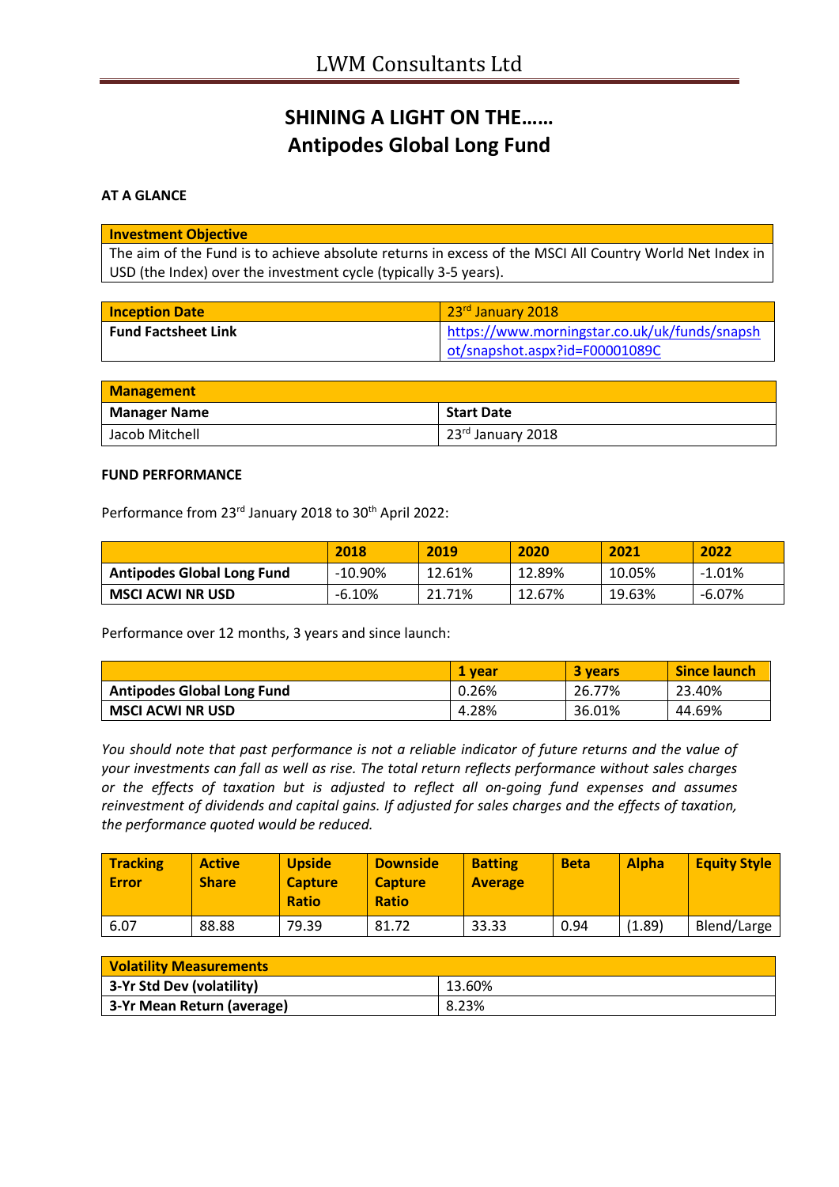# SHINING A LIGHT ON THE……
# Antipodes Global Long Fund

**AT A GLANCE**

| Investment Objective |
|---|
| The aim of the Fund is to achieve absolute returns in excess of the MSCI All Country World Net Index in USD (the Index) over the investment cycle (typically 3-5 years). |

| Inception Date | 23rd January 2018 |
|---|---|
| **Fund Factsheet Link** | https://www.morningstar.co.uk/uk/funds/snapshot/snapshot.aspx?id=F00001089C |

| Management | |
|---|---|
| **Manager Name** | **Start Date** |
| Jacob Mitchell | 23rd January 2018 |

**FUND PERFORMANCE**

Performance from 23rd January 2018 to 30th April 2022:

| | 2018 | 2019 | 2020 | 2021 | 2022 |
|---|---|---|---|---|---|
| **Antipodes Global Long Fund** | -10.90% | 12.61% | 12.89% | 10.05% | -1.01% |
| **MSCI ACWI NR USD** | -6.10% | 21.71% | 12.67% | 19.63% | -6.07% |

Performance over 12 months, 3 years and since launch:

| | 1 year | 3 years | Since launch |
|---|---|---|---|
| **Antipodes Global Long Fund** | 0.26% | 26.77% | 23.40% |
| **MSCI ACWI NR USD** | 4.28% | 36.01% | 44.69% |

*You should note that past performance is not a reliable indicator of future returns and the value of your investments can fall as well as rise. The total return reflects performance without sales charges or the effects of taxation but is adjusted to reflect all on-going fund expenses and assumes reinvestment of dividends and capital gains. If adjusted for sales charges and the effects of taxation, the performance quoted would be reduced.*

| Tracking Error | Active Share | Upside Capture Ratio | Downside Capture Ratio | Batting Average | Beta | Alpha | Equity Style |
|---|---|---|---|---|---|---|---|
| 6.07 | 88.88 | 79.39 | 81.72 | 33.33 | 0.94 | (1.89) | Blend/Large |

| Volatility Measurements | |
|---|---|
| **3-Yr Std Dev (volatility)** | 13.60% |
| **3-Yr Mean Return (average)** | 8.23% |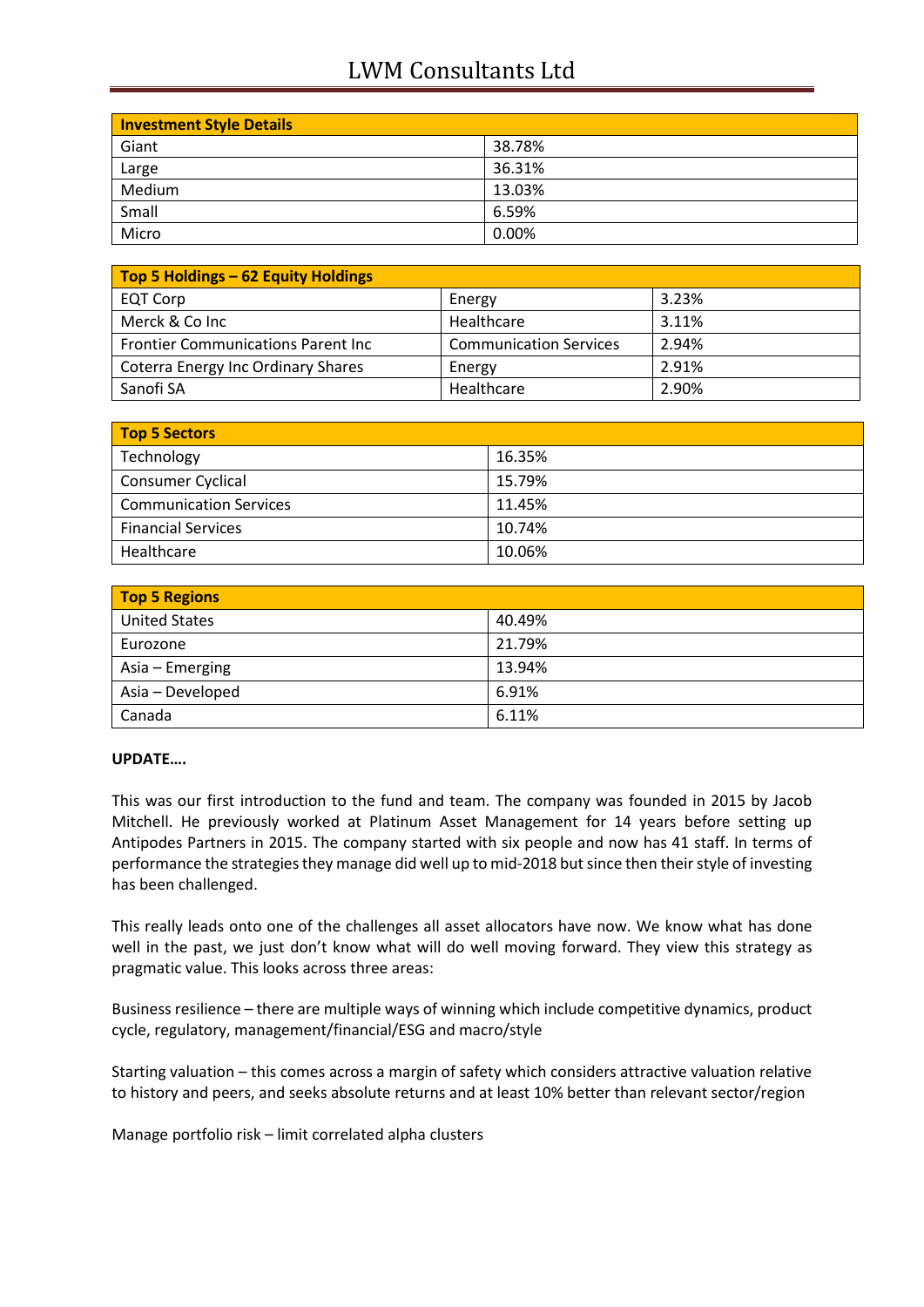| Investment Style Details | |
|---|---|
| Giant | 38.78% |
| Large | 36.31% |
| Medium | 13.03% |
| Small | 6.59% |
| Micro | 0.00% |

| Top 5 Holdings – 62 Equity Holdings | | |
|---|---|---|
| EQT Corp | Energy | 3.23% |
| Merck & Co Inc | Healthcare | 3.11% |
| Frontier Communications Parent Inc | Communication Services | 2.94% |
| Coterra Energy Inc Ordinary Shares | Energy | 2.91% |
| Sanofi SA | Healthcare | 2.90% |

| Top 5 Sectors | |
|---|---|
| Technology | 16.35% |
| Consumer Cyclical | 15.79% |
| Communication Services | 11.45% |
| Financial Services | 10.74% |
| Healthcare | 10.06% |

| Top 5 Regions | |
|---|---|
| United States | 40.49% |
| Eurozone | 21.79% |
| Asia – Emerging | 13.94% |
| Asia – Developed | 6.91% |
| Canada | 6.11% |

**UPDATE….**

This was our first introduction to the fund and team. The company was founded in 2015 by Jacob Mitchell. He previously worked at Platinum Asset Management for 14 years before setting up Antipodes Partners in 2015. The company started with six people and now has 41 staff. In terms of performance the strategies they manage did well up to mid-2018 but since then their style of investing has been challenged.

This really leads onto one of the challenges all asset allocators have now. We know what has done well in the past, we just don't know what will do well moving forward. They view this strategy as pragmatic value. This looks across three areas:

Business resilience – there are multiple ways of winning which include competitive dynamics, product cycle, regulatory, management/financial/ESG and macro/style

Starting valuation – this comes across a margin of safety which considers attractive valuation relative to history and peers, and seeks absolute returns and at least 10% better than relevant sector/region

Manage portfolio risk – limit correlated alpha clusters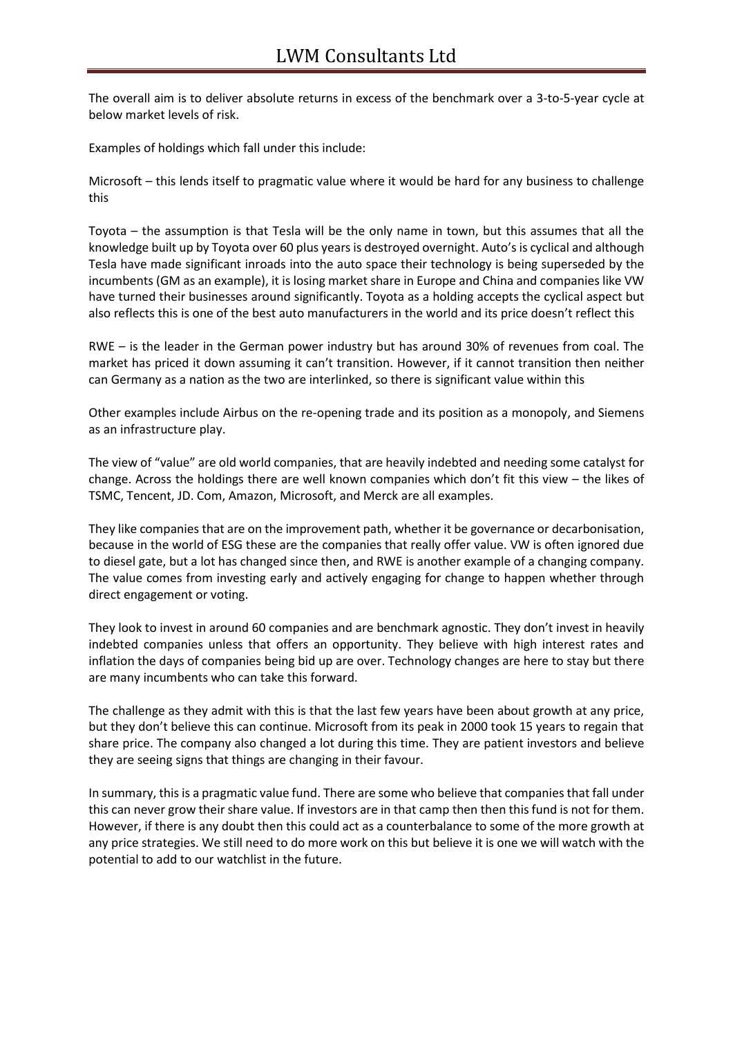The overall aim is to deliver absolute returns in excess of the benchmark over a 3-to-5-year cycle at below market levels of risk.

Examples of holdings which fall under this include:

Microsoft – this lends itself to pragmatic value where it would be hard for any business to challenge this

Toyota – the assumption is that Tesla will be the only name in town, but this assumes that all the knowledge built up by Toyota over 60 plus years is destroyed overnight. Auto's is cyclical and although Tesla have made significant inroads into the auto space their technology is being superseded by the incumbents (GM as an example), it is losing market share in Europe and China and companies like VW have turned their businesses around significantly. Toyota as a holding accepts the cyclical aspect but also reflects this is one of the best auto manufacturers in the world and its price doesn't reflect this

RWE – is the leader in the German power industry but has around 30% of revenues from coal. The market has priced it down assuming it can't transition. However, if it cannot transition then neither can Germany as a nation as the two are interlinked, so there is significant value within this

Other examples include Airbus on the re-opening trade and its position as a monopoly, and Siemens as an infrastructure play.

The view of "value" are old world companies, that are heavily indebted and needing some catalyst for change. Across the holdings there are well known companies which don't fit this view – the likes of TSMC, Tencent, JD. Com, Amazon, Microsoft, and Merck are all examples.

They like companies that are on the improvement path, whether it be governance or decarbonisation, because in the world of ESG these are the companies that really offer value. VW is often ignored due to diesel gate, but a lot has changed since then, and RWE is another example of a changing company. The value comes from investing early and actively engaging for change to happen whether through direct engagement or voting.

They look to invest in around 60 companies and are benchmark agnostic. They don't invest in heavily indebted companies unless that offers an opportunity. They believe with high interest rates and inflation the days of companies being bid up are over. Technology changes are here to stay but there are many incumbents who can take this forward.

The challenge as they admit with this is that the last few years have been about growth at any price, but they don't believe this can continue. Microsoft from its peak in 2000 took 15 years to regain that share price. The company also changed a lot during this time. They are patient investors and believe they are seeing signs that things are changing in their favour.

In summary, this is a pragmatic value fund. There are some who believe that companies that fall under this can never grow their share value. If investors are in that camp then then this fund is not for them. However, if there is any doubt then this could act as a counterbalance to some of the more growth at any price strategies. We still need to do more work on this but believe it is one we will watch with the potential to add to our watchlist in the future.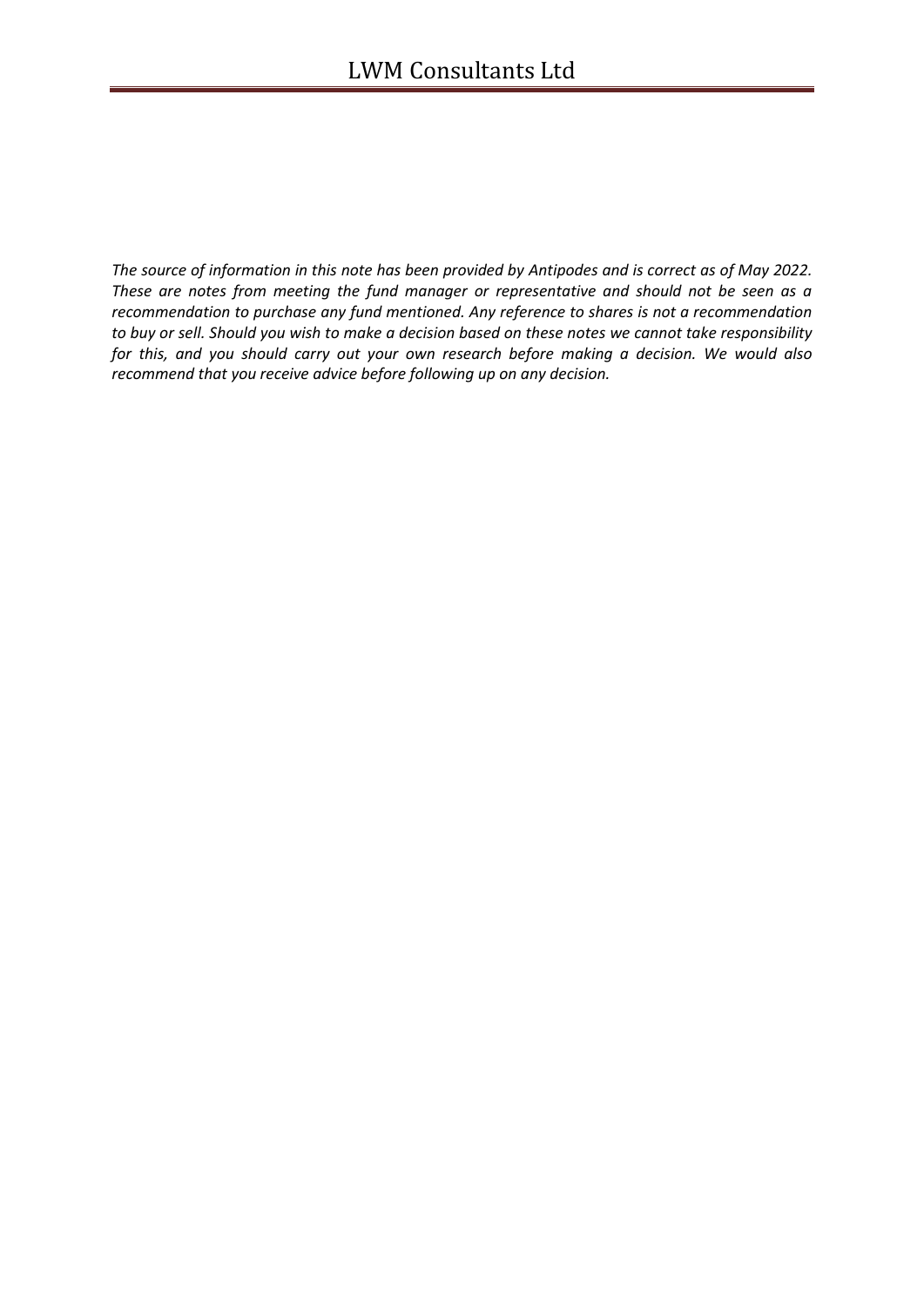*The source of information in this note has been provided by Antipodes and is correct as of May 2022. These are notes from meeting the fund manager or representative and should not be seen as a recommendation to purchase any fund mentioned. Any reference to shares is not a recommendation to buy or sell. Should you wish to make a decision based on these notes we cannot take responsibility for this, and you should carry out your own research before making a decision. We would also recommend that you receive advice before following up on any decision.*